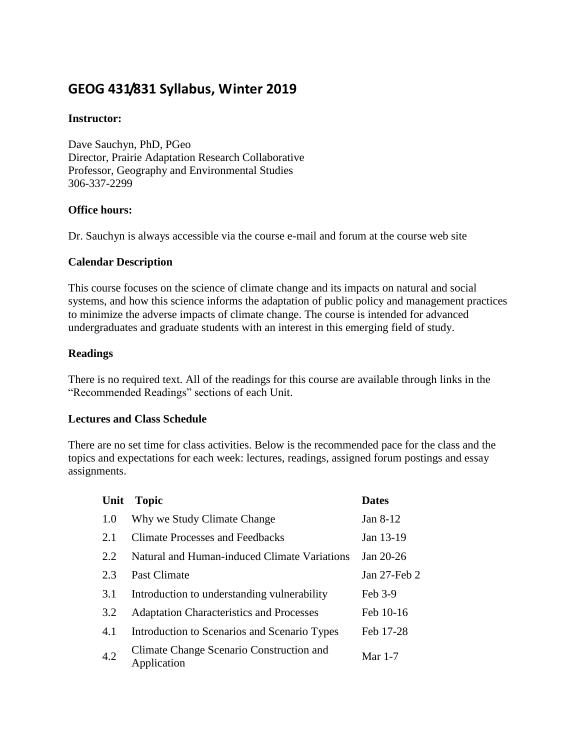# GEOG 431/831 Syllabus, Winter 2019

**Instructor:**

Dave Sauchyn, PhD, PGeo
Director, Prairie Adaptation Research Collaborative
Professor, Geography and Environmental Studies
306-337-2299

**Office hours:**

Dr. Sauchyn is always accessible via the course e-mail and forum at the course web site

**Calendar Description**

This course focuses on the science of climate change and its impacts on natural and social systems, and how this science informs the adaptation of public policy and management practices to minimize the adverse impacts of climate change. The course is intended for advanced undergraduates and graduate students with an interest in this emerging field of study.

**Readings**

There is no required text. All of the readings for this course are available through links in the "Recommended Readings" sections of each Unit.

**Lectures and Class Schedule**

There are no set time for class activities. Below is the recommended pace for the class and the topics and expectations for each week: lectures, readings, assigned forum postings and essay assignments.

| Unit | Topic | Dates |
|---|---|---|
| 1.0 | Why we Study Climate Change | Jan 8-12 |
| 2.1 | Climate Processes and Feedbacks | Jan 13-19 |
| 2.2 | Natural and Human-induced Climate Variations | Jan 20-26 |
| 2.3 | Past Climate | Jan 27-Feb 2 |
| 3.1 | Introduction to understanding vulnerability | Feb 3-9 |
| 3.2 | Adaptation Characteristics and Processes | Feb 10-16 |
| 4.1 | Introduction to Scenarios and Scenario Types | Feb 17-28 |
| 4.2 | Climate Change Scenario Construction and Application | Mar 1-7 |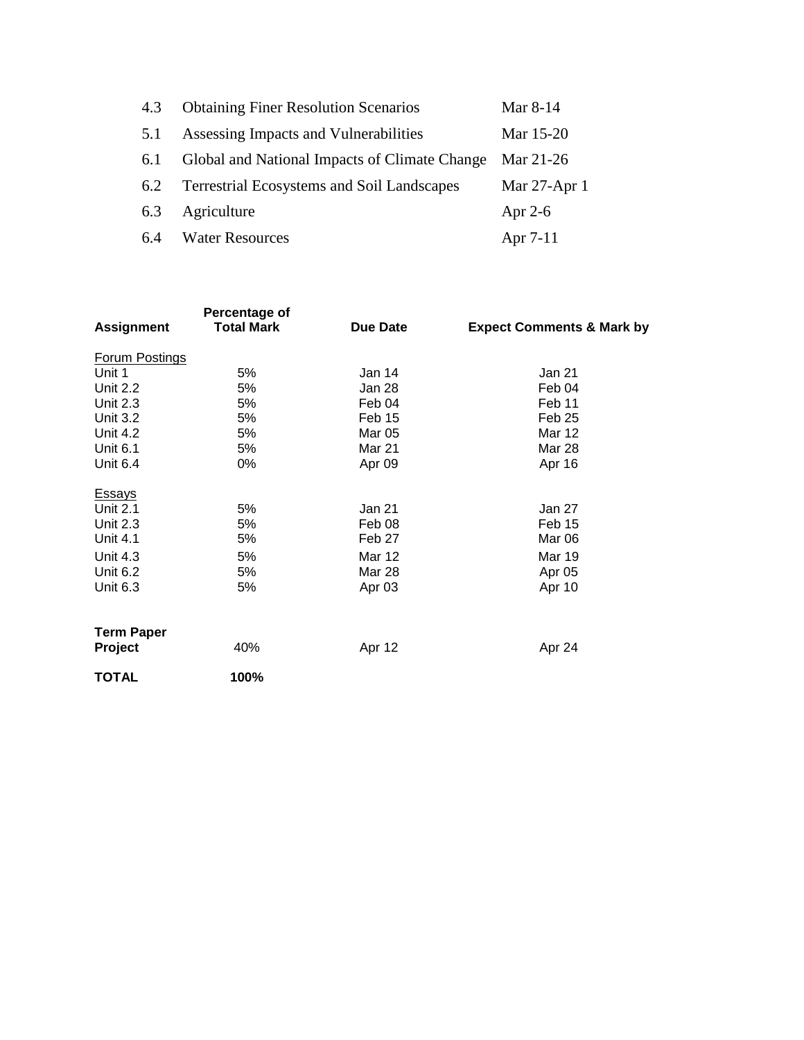| | | |
|---|---|---|
| 4.3 | Obtaining Finer Resolution Scenarios | Mar 8-14 |
| 5.1 | Assessing Impacts and Vulnerabilities | Mar 15-20 |
| 6.1 | Global and National Impacts of Climate Change | Mar 21-26 |
| 6.2 | Terrestrial Ecosystems and Soil Landscapes | Mar 27-Apr 1 |
| 6.3 | Agriculture | Apr 2-6 |
| 6.4 | Water Resources | Apr 7-11 |

| Assignment | Percentage of Total Mark | Due Date | Expect Comments & Mark by |
|---|---|---|---|
| Forum Postings | | | |
| Unit 1 | 5% | Jan 14 | Jan 21 |
| Unit 2.2 | 5% | Jan 28 | Feb 04 |
| Unit 2.3 | 5% | Feb 04 | Feb 11 |
| Unit 3.2 | 5% | Feb 15 | Feb 25 |
| Unit 4.2 | 5% | Mar 05 | Mar 12 |
| Unit 6.1 | 5% | Mar 21 | Mar 28 |
| Unit 6.4 | 0% | Apr 09 | Apr 16 |
| Essays | | | |
| Unit 2.1 | 5% | Jan 21 | Jan 27 |
| Unit 2.3 | 5% | Feb 08 | Feb 15 |
| Unit 4.1 | 5% | Feb 27 | Mar 06 |
| Unit 4.3 | 5% | Mar 12 | Mar 19 |
| Unit 6.2 | 5% | Mar 28 | Apr 05 |
| Unit 6.3 | 5% | Apr 03 | Apr 10 |
| **Term Paper Project** | 40% | Apr 12 | Apr 24 |
| **TOTAL** | **100%** | | |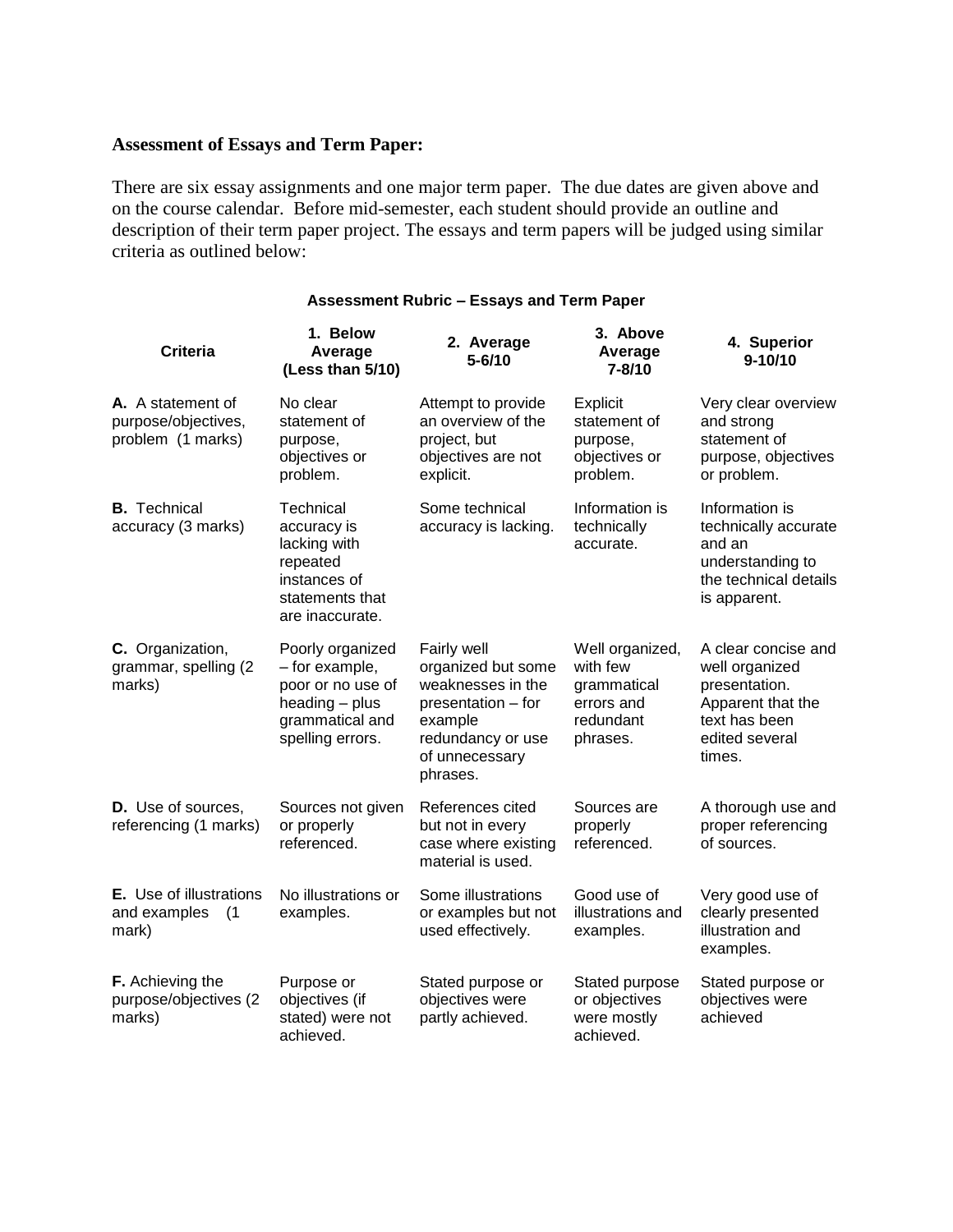**Assessment of Essays and Term Paper:**

There are six essay assignments and one major term paper. The due dates are given above and on the course calendar. Before mid-semester, each student should provide an outline and description of their term paper project. The essays and term papers will be judged using similar criteria as outlined below:

**Assessment Rubric – Essays and Term Paper**

| Criteria | 1. Below Average (Less than 5/10) | 2. Average 5-6/10 | 3. Above Average 7-8/10 | 4. Superior 9-10/10 |
|---|---|---|---|---|
| **A.** A statement of purpose/objectives, problem (1 marks) | No clear statement of purpose, objectives or problem. | Attempt to provide an overview of the project, but objectives are not explicit. | Explicit statement of purpose, objectives or problem. | Very clear overview and strong statement of purpose, objectives or problem. |
| **B.** Technical accuracy (3 marks) | Technical accuracy is lacking with repeated instances of statements that are inaccurate. | Some technical accuracy is lacking. | Information is technically accurate. | Information is technically accurate and an understanding to the technical details is apparent. |
| **C.** Organization, grammar, spelling (2 marks) | Poorly organized – for example, poor or no use of heading – plus grammatical and spelling errors. | Fairly well organized but some weaknesses in the presentation – for example redundancy or use of unnecessary phrases. | Well organized, with few grammatical errors and redundant phrases. | A clear concise and well organized presentation. Apparent that the text has been edited several times. |
| **D.** Use of sources, referencing (1 marks) | Sources not given or properly referenced. | References cited but not in every case where existing material is used. | Sources are properly referenced. | A thorough use and proper referencing of sources. |
| **E.** Use of illustrations and examples (1 mark) | No illustrations or examples. | Some illustrations or examples but not used effectively. | Good use of illustrations and examples. | Very good use of clearly presented illustration and examples. |
| **F.** Achieving the purpose/objectives (2 marks) | Purpose or objectives (if stated) were not achieved. | Stated purpose or objectives were partly achieved. | Stated purpose or objectives were mostly achieved. | Stated purpose or objectives were achieved |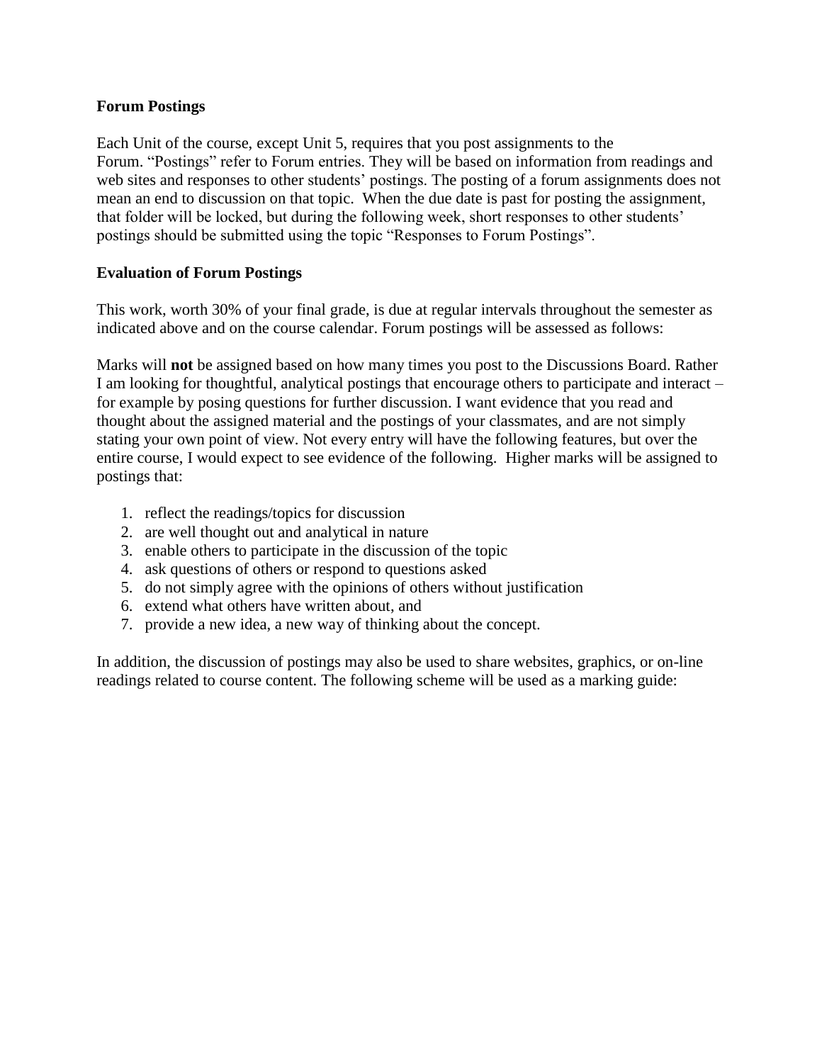**Forum Postings**

Each Unit of the course, except Unit 5, requires that you post assignments to the Forum. "Postings" refer to Forum entries. They will be based on information from readings and web sites and responses to other students' postings. The posting of a forum assignments does not mean an end to discussion on that topic. When the due date is past for posting the assignment, that folder will be locked, but during the following week, short responses to other students' postings should be submitted using the topic "Responses to Forum Postings".

**Evaluation of Forum Postings**

This work, worth 30% of your final grade, is due at regular intervals throughout the semester as indicated above and on the course calendar. Forum postings will be assessed as follows:

Marks will **not** be assigned based on how many times you post to the Discussions Board. Rather I am looking for thoughtful, analytical postings that encourage others to participate and interact – for example by posing questions for further discussion. I want evidence that you read and thought about the assigned material and the postings of your classmates, and are not simply stating your own point of view. Not every entry will have the following features, but over the entire course, I would expect to see evidence of the following. Higher marks will be assigned to postings that:

1. reflect the readings/topics for discussion
2. are well thought out and analytical in nature
3. enable others to participate in the discussion of the topic
4. ask questions of others or respond to questions asked
5. do not simply agree with the opinions of others without justification
6. extend what others have written about, and
7. provide a new idea, a new way of thinking about the concept.

In addition, the discussion of postings may also be used to share websites, graphics, or on-line readings related to course content. The following scheme will be used as a marking guide: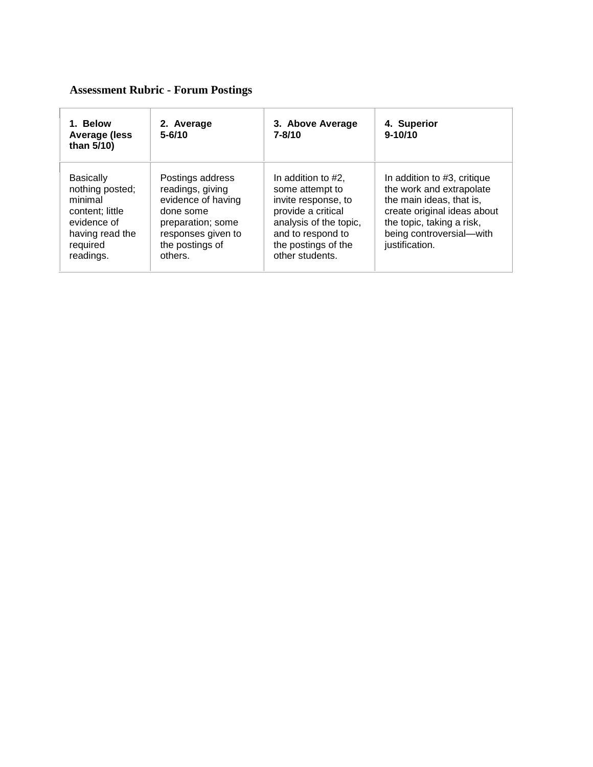**Assessment Rubric - Forum Postings**

| 1. Below Average (less than 5/10) | 2. Average 5-6/10 | 3. Above Average 7-8/10 | 4. Superior 9-10/10 |
|---|---|---|---|
| Basically nothing posted; minimal content; little evidence of having read the required readings. | Postings address readings, giving evidence of having done some preparation; some responses given to the postings of others. | In addition to #2, some attempt to invite response, to provide a critical analysis of the topic, and to respond to the postings of the other students. | In addition to #3, critique the work and extrapolate the main ideas, that is, create original ideas about the topic, taking a risk, being controversial—with justification. |